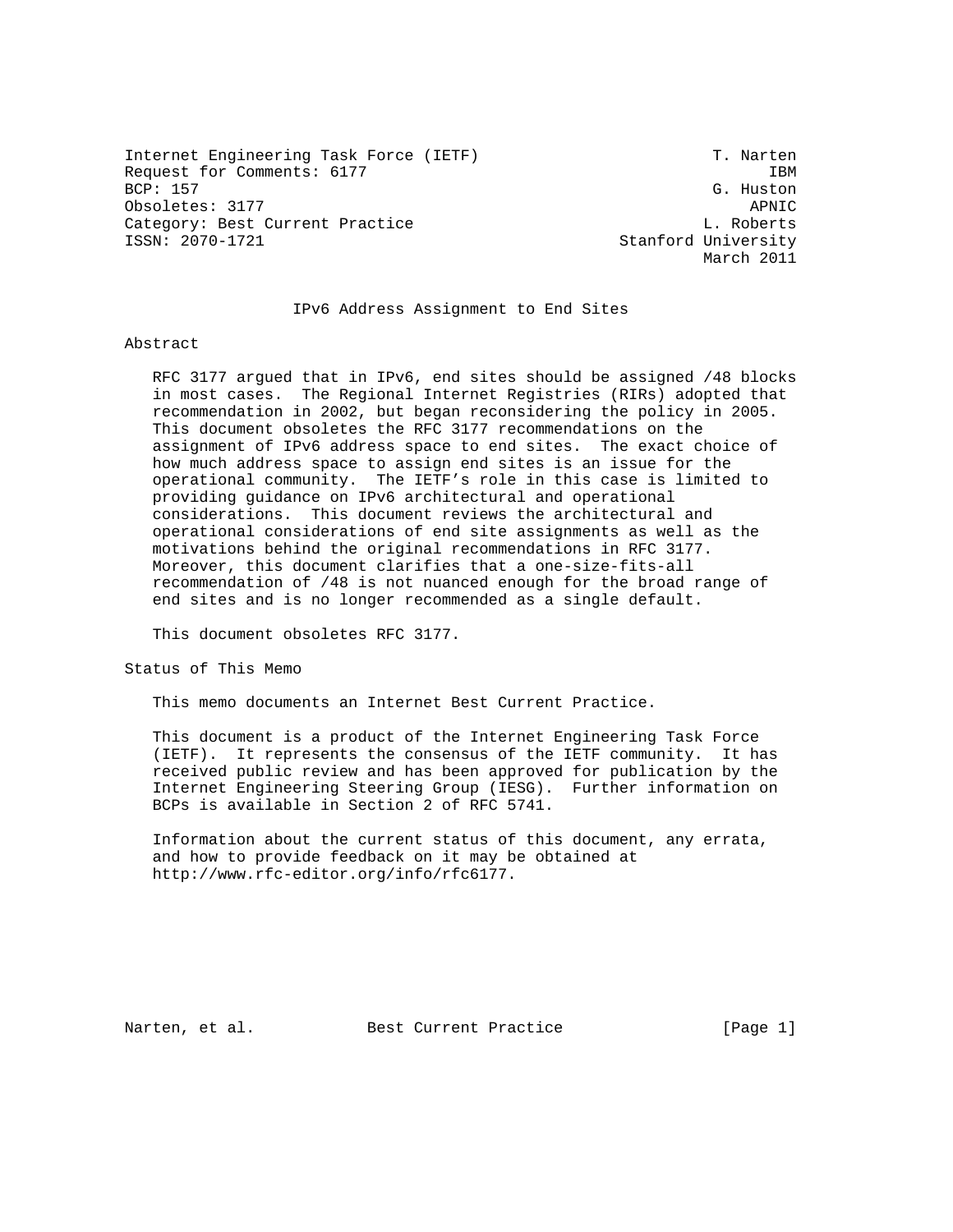Internet Engineering Task Force (IETF) T. Narten
Request for Comments: 6177 IBM
BCP: 157 G. Huston
Obsoletes: 3177 APNIC
Category: Best Current Practice L. Roberts
ISSN: 2070-1721 Stanford University
March 2011

# IPv6 Address Assignment to End Sites

## Abstract

RFC 3177 argued that in IPv6, end sites should be assigned /48 blocks in most cases. The Regional Internet Registries (RIRs) adopted that recommendation in 2002, but began reconsidering the policy in 2005. This document obsoletes the RFC 3177 recommendations on the assignment of IPv6 address space to end sites. The exact choice of how much address space to assign end sites is an issue for the operational community. The IETF's role in this case is limited to providing guidance on IPv6 architectural and operational considerations. This document reviews the architectural and operational considerations of end site assignments as well as the motivations behind the original recommendations in RFC 3177. Moreover, this document clarifies that a one-size-fits-all recommendation of /48 is not nuanced enough for the broad range of end sites and is no longer recommended as a single default.

This document obsoletes RFC 3177.

## Status of This Memo

This memo documents an Internet Best Current Practice.

This document is a product of the Internet Engineering Task Force (IETF). It represents the consensus of the IETF community. It has received public review and has been approved for publication by the Internet Engineering Steering Group (IESG). Further information on BCPs is available in Section 2 of RFC 5741.

Information about the current status of this document, any errata, and how to provide feedback on it may be obtained at http://www.rfc-editor.org/info/rfc6177.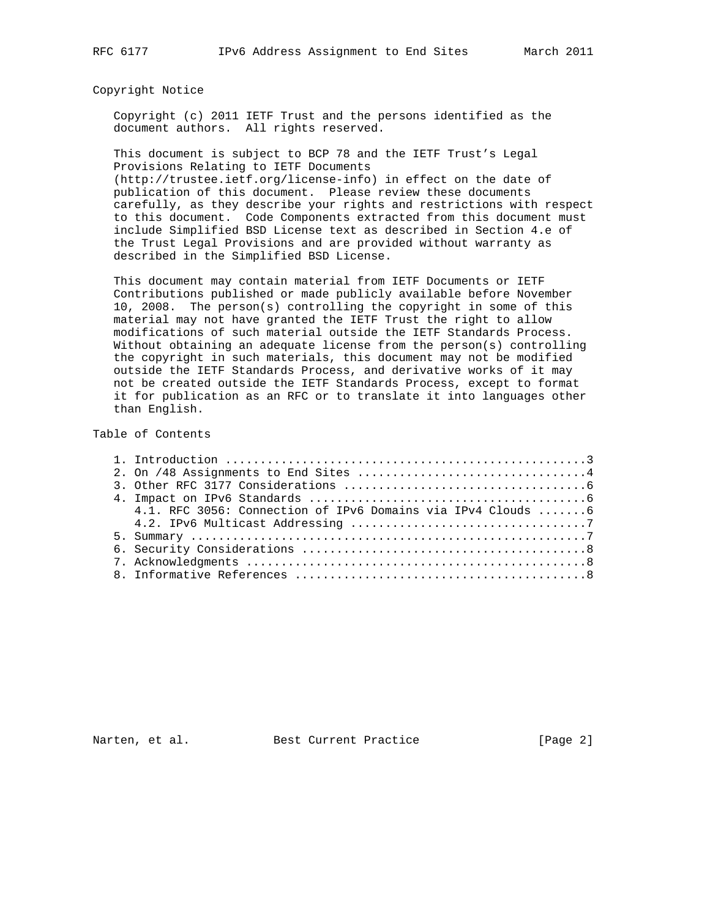## Copyright Notice

Copyright (c) 2011 IETF Trust and the persons identified as the document authors. All rights reserved.

This document is subject to BCP 78 and the IETF Trust's Legal Provisions Relating to IETF Documents (http://trustee.ietf.org/license-info) in effect on the date of publication of this document. Please review these documents carefully, as they describe your rights and restrictions with respect to this document. Code Components extracted from this document must include Simplified BSD License text as described in Section 4.e of the Trust Legal Provisions and are provided without warranty as described in the Simplified BSD License.

This document may contain material from IETF Documents or IETF Contributions published or made publicly available before November 10, 2008. The person(s) controlling the copyright in some of this material may not have granted the IETF Trust the right to allow modifications of such material outside the IETF Standards Process. Without obtaining an adequate license from the person(s) controlling the copyright in such materials, this document may not be modified outside the IETF Standards Process, and derivative works of it may not be created outside the IETF Standards Process, except to format it for publication as an RFC or to translate it into languages other than English.

## Table of Contents

```
   1. Introduction ....................................................3
   2. On /48 Assignments to End Sites .................................4
   3. Other RFC 3177 Considerations ...................................6
   4. Impact on IPv6 Standards ........................................6
      4.1. RFC 3056: Connection of IPv6 Domains via IPv4 Clouds .......6
      4.2. IPv6 Multicast Addressing ..................................7
   5. Summary .........................................................7
   6. Security Considerations .........................................8
   7. Acknowledgments .................................................8
   8. Informative References ..........................................8
```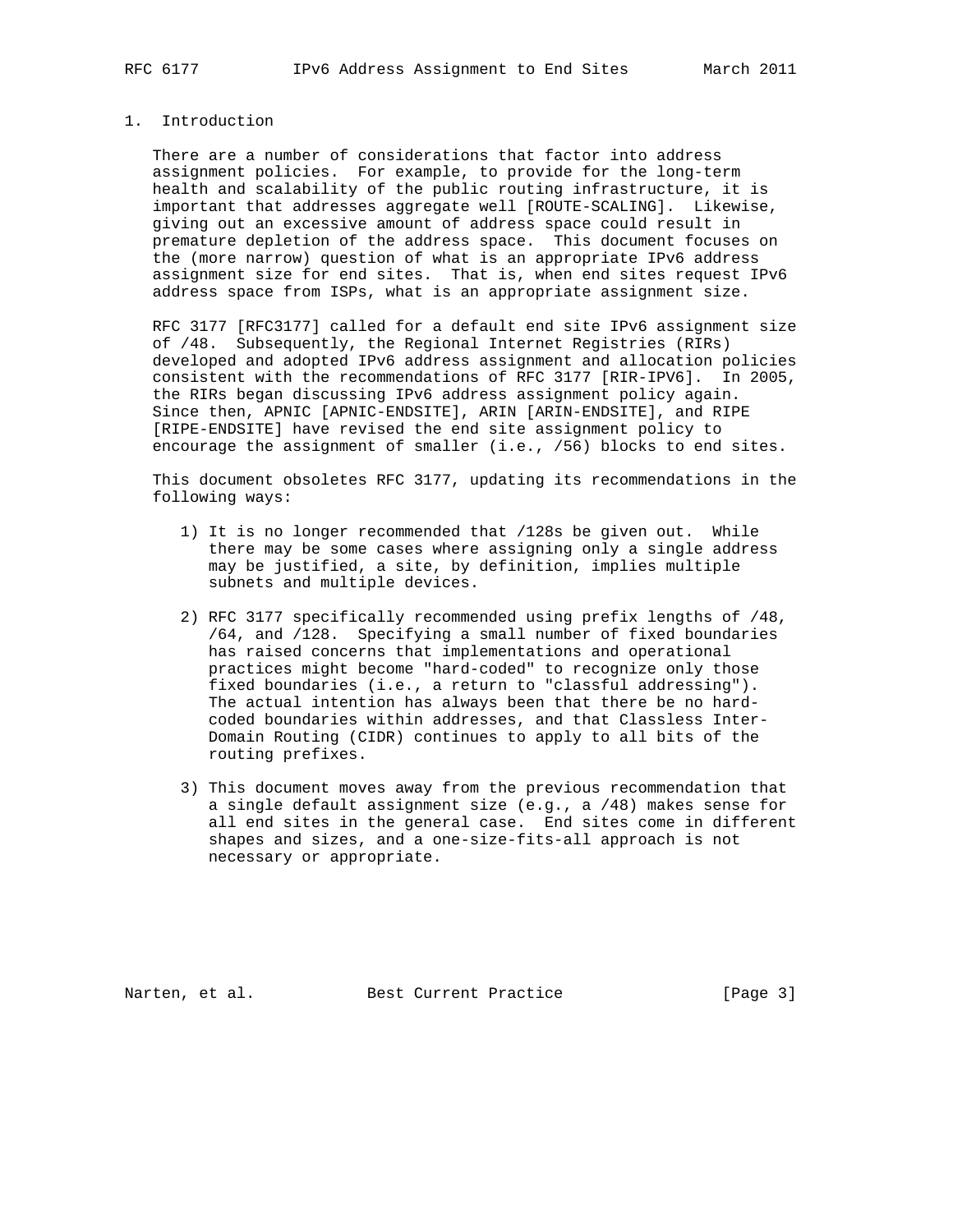# 1. Introduction

There are a number of considerations that factor into address assignment policies. For example, to provide for the long-term health and scalability of the public routing infrastructure, it is important that addresses aggregate well [ROUTE-SCALING]. Likewise, giving out an excessive amount of address space could result in premature depletion of the address space. This document focuses on the (more narrow) question of what is an appropriate IPv6 address assignment size for end sites. That is, when end sites request IPv6 address space from ISPs, what is an appropriate assignment size.

RFC 3177 [RFC3177] called for a default end site IPv6 assignment size of /48. Subsequently, the Regional Internet Registries (RIRs) developed and adopted IPv6 address assignment and allocation policies consistent with the recommendations of RFC 3177 [RIR-IPV6]. In 2005, the RIRs began discussing IPv6 address assignment policy again. Since then, APNIC [APNIC-ENDSITE], ARIN [ARIN-ENDSITE], and RIPE [RIPE-ENDSITE] have revised the end site assignment policy to encourage the assignment of smaller (i.e., /56) blocks to end sites.

This document obsoletes RFC 3177, updating its recommendations in the following ways:

1) It is no longer recommended that /128s be given out. While there may be some cases where assigning only a single address may be justified, a site, by definition, implies multiple subnets and multiple devices.

2) RFC 3177 specifically recommended using prefix lengths of /48, /64, and /128. Specifying a small number of fixed boundaries has raised concerns that implementations and operational practices might become "hard-coded" to recognize only those fixed boundaries (i.e., a return to "classful addressing"). The actual intention has always been that there be no hard-coded boundaries within addresses, and that Classless Inter-Domain Routing (CIDR) continues to apply to all bits of the routing prefixes.

3) This document moves away from the previous recommendation that a single default assignment size (e.g., a /48) makes sense for all end sites in the general case. End sites come in different shapes and sizes, and a one-size-fits-all approach is not necessary or appropriate.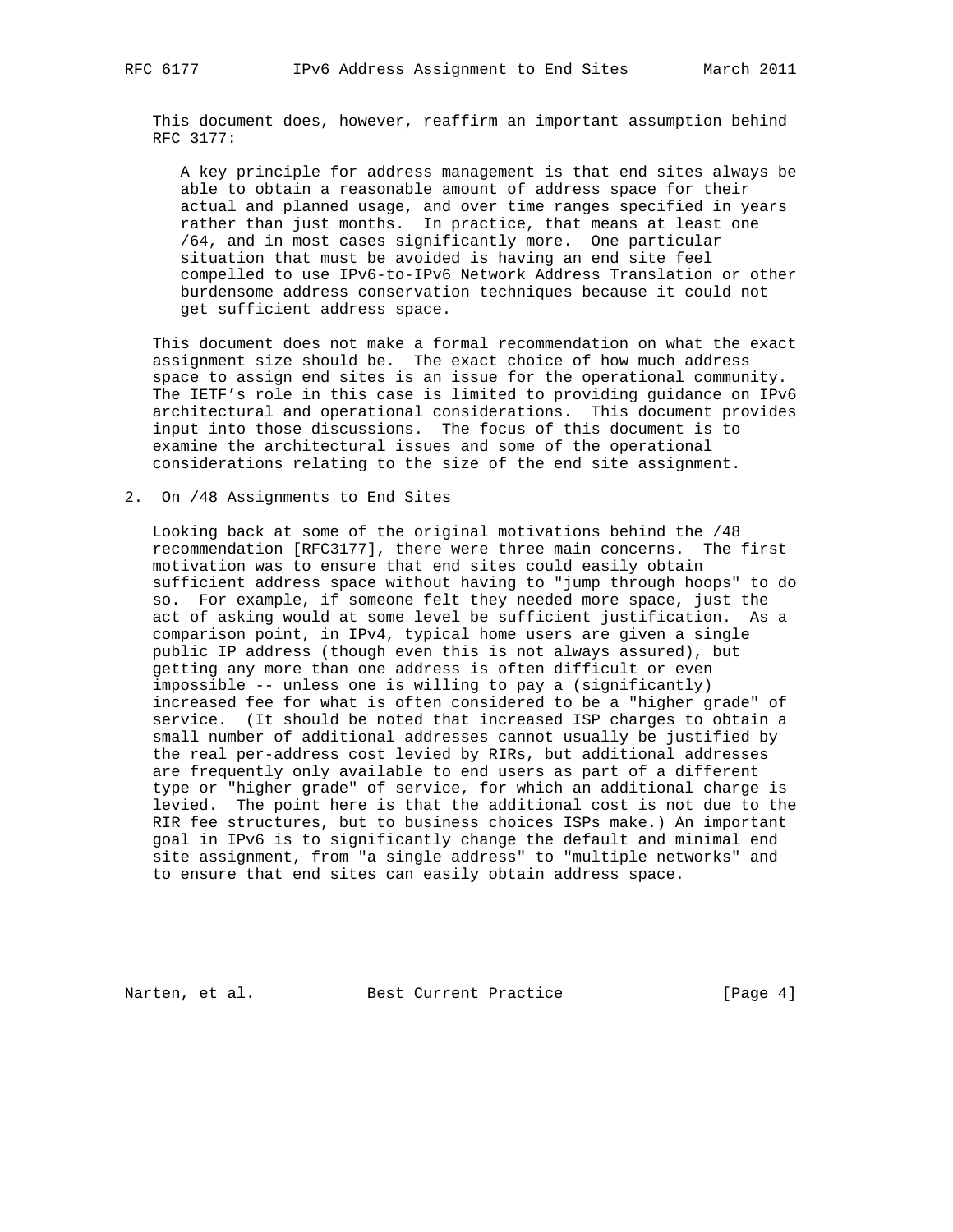This document does, however, reaffirm an important assumption behind RFC 3177:

> A key principle for address management is that end sites always be able to obtain a reasonable amount of address space for their actual and planned usage, and over time ranges specified in years rather than just months. In practice, that means at least one /64, and in most cases significantly more. One particular situation that must be avoided is having an end site feel compelled to use IPv6-to-IPv6 Network Address Translation or other burdensome address conservation techniques because it could not get sufficient address space.

This document does not make a formal recommendation on what the exact assignment size should be. The exact choice of how much address space to assign end sites is an issue for the operational community. The IETF's role in this case is limited to providing guidance on IPv6 architectural and operational considerations. This document provides input into those discussions. The focus of this document is to examine the architectural issues and some of the operational considerations relating to the size of the end site assignment.

## 2. On /48 Assignments to End Sites

Looking back at some of the original motivations behind the /48 recommendation [RFC3177], there were three main concerns. The first motivation was to ensure that end sites could easily obtain sufficient address space without having to "jump through hoops" to do so. For example, if someone felt they needed more space, just the act of asking would at some level be sufficient justification. As a comparison point, in IPv4, typical home users are given a single public IP address (though even this is not always assured), but getting any more than one address is often difficult or even impossible -- unless one is willing to pay a (significantly) increased fee for what is often considered to be a "higher grade" of service. (It should be noted that increased ISP charges to obtain a small number of additional addresses cannot usually be justified by the real per-address cost levied by RIRs, but additional addresses are frequently only available to end users as part of a different type or "higher grade" of service, for which an additional charge is levied. The point here is that the additional cost is not due to the RIR fee structures, but to business choices ISPs make.) An important goal in IPv6 is to significantly change the default and minimal end site assignment, from "a single address" to "multiple networks" and to ensure that end sites can easily obtain address space.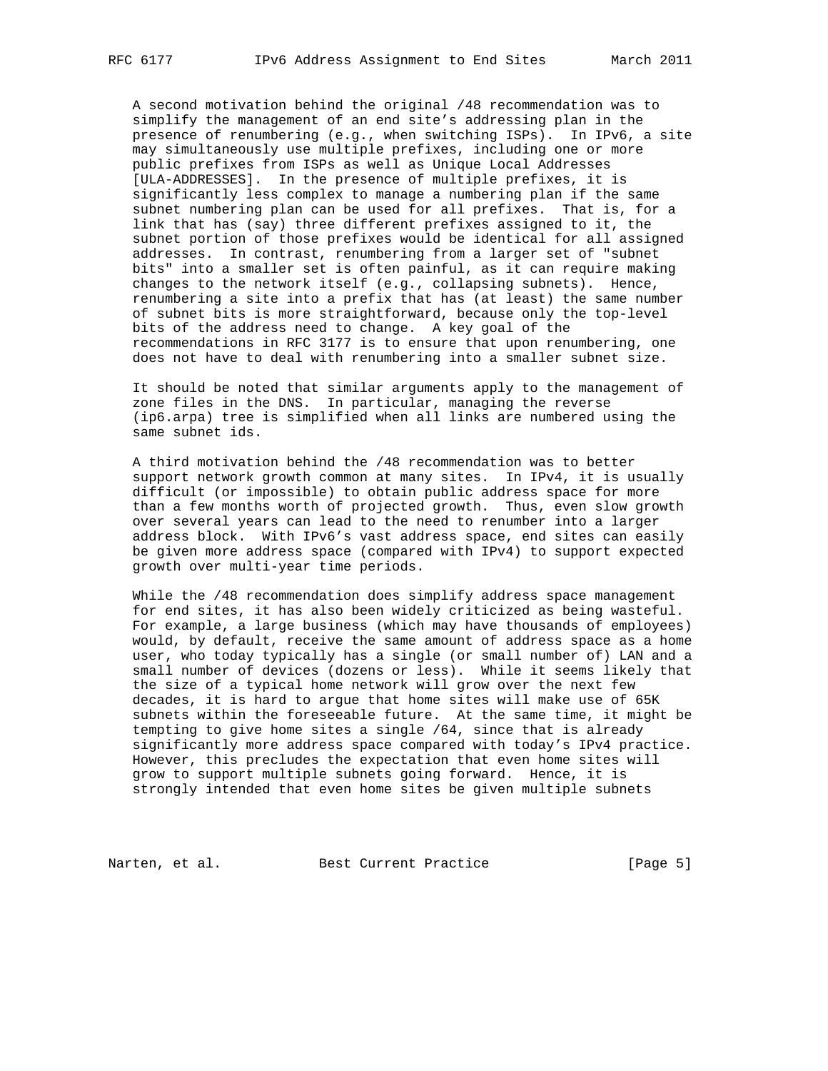A second motivation behind the original /48 recommendation was to simplify the management of an end site's addressing plan in the presence of renumbering (e.g., when switching ISPs). In IPv6, a site may simultaneously use multiple prefixes, including one or more public prefixes from ISPs as well as Unique Local Addresses [ULA-ADDRESSES]. In the presence of multiple prefixes, it is significantly less complex to manage a numbering plan if the same subnet numbering plan can be used for all prefixes. That is, for a link that has (say) three different prefixes assigned to it, the subnet portion of those prefixes would be identical for all assigned addresses. In contrast, renumbering from a larger set of "subnet bits" into a smaller set is often painful, as it can require making changes to the network itself (e.g., collapsing subnets). Hence, renumbering a site into a prefix that has (at least) the same number of subnet bits is more straightforward, because only the top-level bits of the address need to change. A key goal of the recommendations in RFC 3177 is to ensure that upon renumbering, one does not have to deal with renumbering into a smaller subnet size.

It should be noted that similar arguments apply to the management of zone files in the DNS. In particular, managing the reverse (ip6.arpa) tree is simplified when all links are numbered using the same subnet ids.

A third motivation behind the /48 recommendation was to better support network growth common at many sites. In IPv4, it is usually difficult (or impossible) to obtain public address space for more than a few months worth of projected growth. Thus, even slow growth over several years can lead to the need to renumber into a larger address block. With IPv6's vast address space, end sites can easily be given more address space (compared with IPv4) to support expected growth over multi-year time periods.

While the /48 recommendation does simplify address space management for end sites, it has also been widely criticized as being wasteful. For example, a large business (which may have thousands of employees) would, by default, receive the same amount of address space as a home user, who today typically has a single (or small number of) LAN and a small number of devices (dozens or less). While it seems likely that the size of a typical home network will grow over the next few decades, it is hard to argue that home sites will make use of 65K subnets within the foreseeable future. At the same time, it might be tempting to give home sites a single /64, since that is already significantly more address space compared with today's IPv4 practice. However, this precludes the expectation that even home sites will grow to support multiple subnets going forward. Hence, it is strongly intended that even home sites be given multiple subnets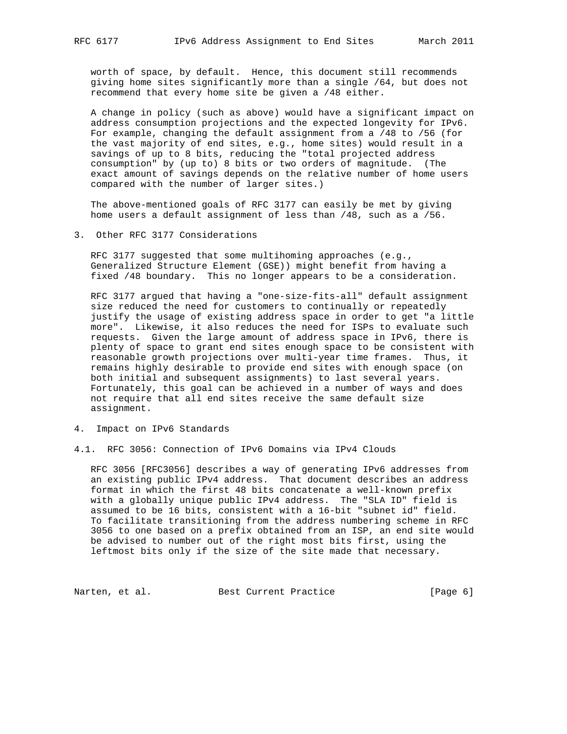worth of space, by default. Hence, this document still recommends giving home sites significantly more than a single /64, but does not recommend that every home site be given a /48 either.

A change in policy (such as above) would have a significant impact on address consumption projections and the expected longevity for IPv6. For example, changing the default assignment from a /48 to /56 (for the vast majority of end sites, e.g., home sites) would result in a savings of up to 8 bits, reducing the "total projected address consumption" by (up to) 8 bits or two orders of magnitude. (The exact amount of savings depends on the relative number of home users compared with the number of larger sites.)

The above-mentioned goals of RFC 3177 can easily be met by giving home users a default assignment of less than /48, such as a /56.

## 3. Other RFC 3177 Considerations

RFC 3177 suggested that some multihoming approaches (e.g., Generalized Structure Element (GSE)) might benefit from having a fixed /48 boundary. This no longer appears to be a consideration.

RFC 3177 argued that having a "one-size-fits-all" default assignment size reduced the need for customers to continually or repeatedly justify the usage of existing address space in order to get "a little more". Likewise, it also reduces the need for ISPs to evaluate such requests. Given the large amount of address space in IPv6, there is plenty of space to grant end sites enough space to be consistent with reasonable growth projections over multi-year time frames. Thus, it remains highly desirable to provide end sites with enough space (on both initial and subsequent assignments) to last several years. Fortunately, this goal can be achieved in a number of ways and does not require that all end sites receive the same default size assignment.

## 4. Impact on IPv6 Standards

### 4.1. RFC 3056: Connection of IPv6 Domains via IPv4 Clouds

RFC 3056 [RFC3056] describes a way of generating IPv6 addresses from an existing public IPv4 address. That document describes an address format in which the first 48 bits concatenate a well-known prefix with a globally unique public IPv4 address. The "SLA ID" field is assumed to be 16 bits, consistent with a 16-bit "subnet id" field. To facilitate transitioning from the address numbering scheme in RFC 3056 to one based on a prefix obtained from an ISP, an end site would be advised to number out of the right most bits first, using the leftmost bits only if the size of the site made that necessary.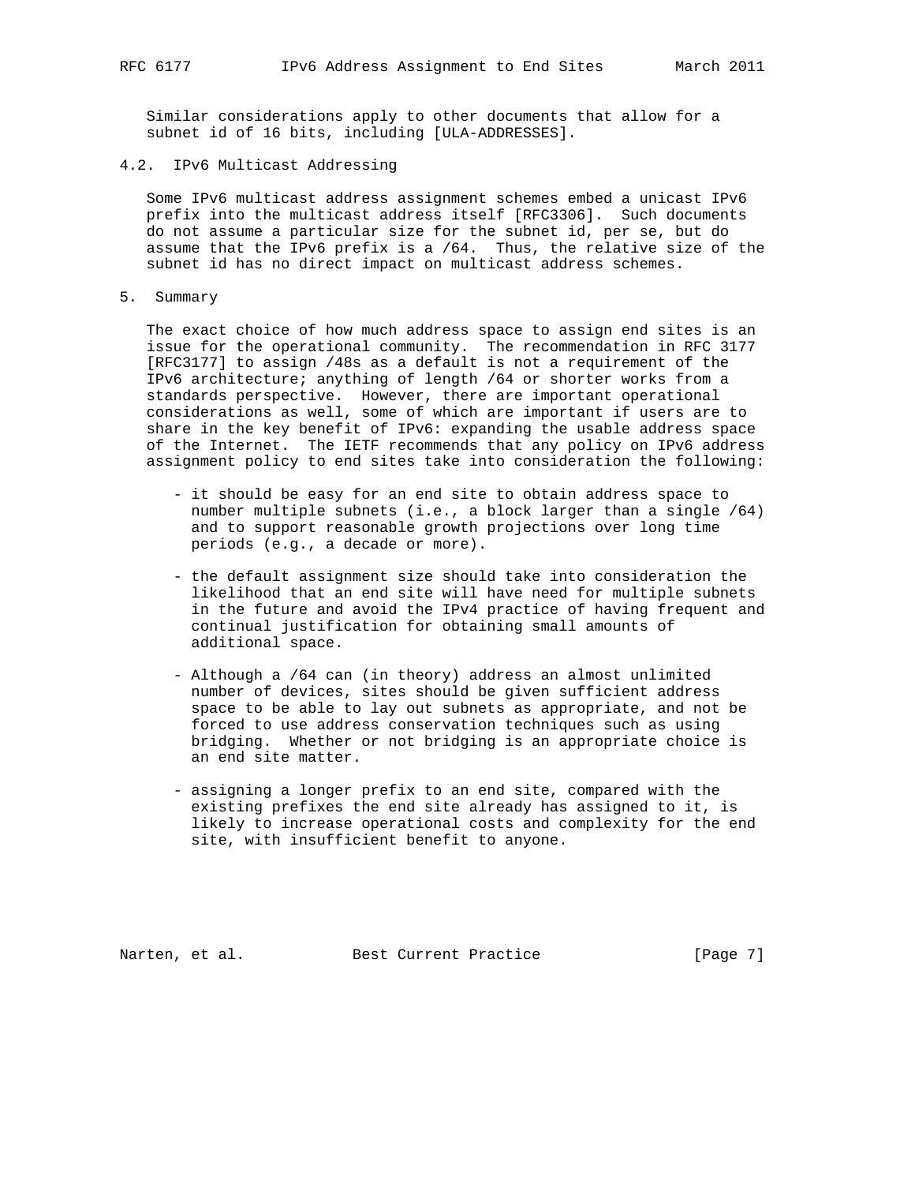Similar considerations apply to other documents that allow for a subnet id of 16 bits, including [ULA-ADDRESSES].

## 4.2. IPv6 Multicast Addressing

Some IPv6 multicast address assignment schemes embed a unicast IPv6 prefix into the multicast address itself [RFC3306]. Such documents do not assume a particular size for the subnet id, per se, but do assume that the IPv6 prefix is a /64. Thus, the relative size of the subnet id has no direct impact on multicast address schemes.

# 5. Summary

The exact choice of how much address space to assign end sites is an issue for the operational community. The recommendation in RFC 3177 [RFC3177] to assign /48s as a default is not a requirement of the IPv6 architecture; anything of length /64 or shorter works from a standards perspective. However, there are important operational considerations as well, some of which are important if users are to share in the key benefit of IPv6: expanding the usable address space of the Internet. The IETF recommends that any policy on IPv6 address assignment policy to end sites take into consideration the following:

- it should be easy for an end site to obtain address space to number multiple subnets (i.e., a block larger than a single /64) and to support reasonable growth projections over long time periods (e.g., a decade or more).

- the default assignment size should take into consideration the likelihood that an end site will have need for multiple subnets in the future and avoid the IPv4 practice of having frequent and continual justification for obtaining small amounts of additional space.

- Although a /64 can (in theory) address an almost unlimited number of devices, sites should be given sufficient address space to be able to lay out subnets as appropriate, and not be forced to use address conservation techniques such as using bridging. Whether or not bridging is an appropriate choice is an end site matter.

- assigning a longer prefix to an end site, compared with the existing prefixes the end site already has assigned to it, is likely to increase operational costs and complexity for the end site, with insufficient benefit to anyone.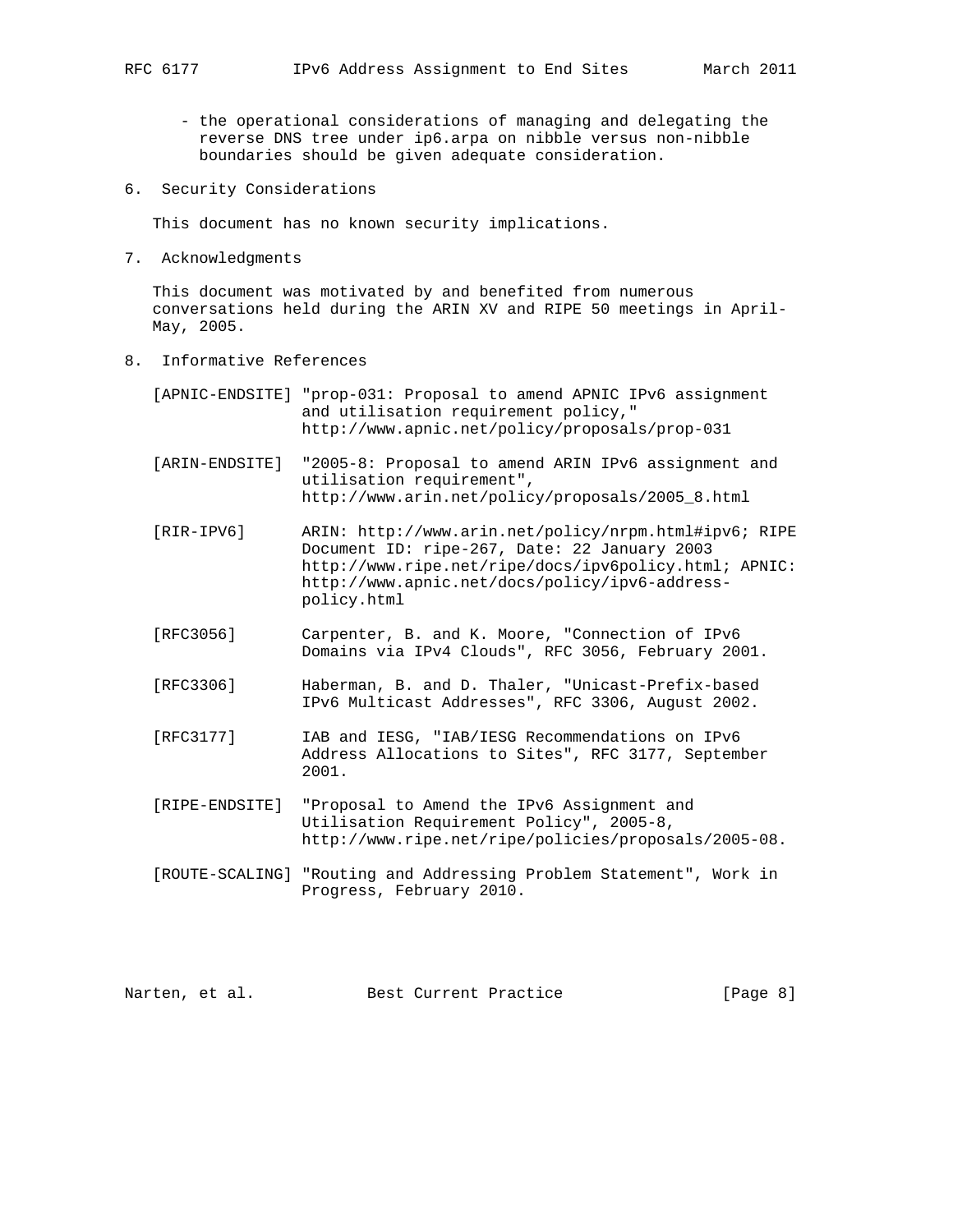- the operational considerations of managing and delegating the reverse DNS tree under ip6.arpa on nibble versus non-nibble boundaries should be given adequate consideration.

## 6. Security Considerations

This document has no known security implications.

## 7. Acknowledgments

This document was motivated by and benefited from numerous conversations held during the ARIN XV and RIPE 50 meetings in April-May, 2005.

## 8. Informative References

[APNIC-ENDSITE] "prop-031: Proposal to amend APNIC IPv6 assignment and utilisation requirement policy," http://www.apnic.net/policy/proposals/prop-031

[ARIN-ENDSITE] "2005-8: Proposal to amend ARIN IPv6 assignment and utilisation requirement", http://www.arin.net/policy/proposals/2005_8.html

[RIR-IPV6] ARIN: http://www.arin.net/policy/nrpm.html#ipv6; RIPE Document ID: ripe-267, Date: 22 January 2003 http://www.ripe.net/ripe/docs/ipv6policy.html; APNIC: http://www.apnic.net/docs/policy/ipv6-address-policy.html

[RFC3056] Carpenter, B. and K. Moore, "Connection of IPv6 Domains via IPv4 Clouds", RFC 3056, February 2001.

[RFC3306] Haberman, B. and D. Thaler, "Unicast-Prefix-based IPv6 Multicast Addresses", RFC 3306, August 2002.

[RFC3177] IAB and IESG, "IAB/IESG Recommendations on IPv6 Address Allocations to Sites", RFC 3177, September 2001.

[RIPE-ENDSITE] "Proposal to Amend the IPv6 Assignment and Utilisation Requirement Policy", 2005-8, http://www.ripe.net/ripe/policies/proposals/2005-08.

[ROUTE-SCALING] "Routing and Addressing Problem Statement", Work in Progress, February 2010.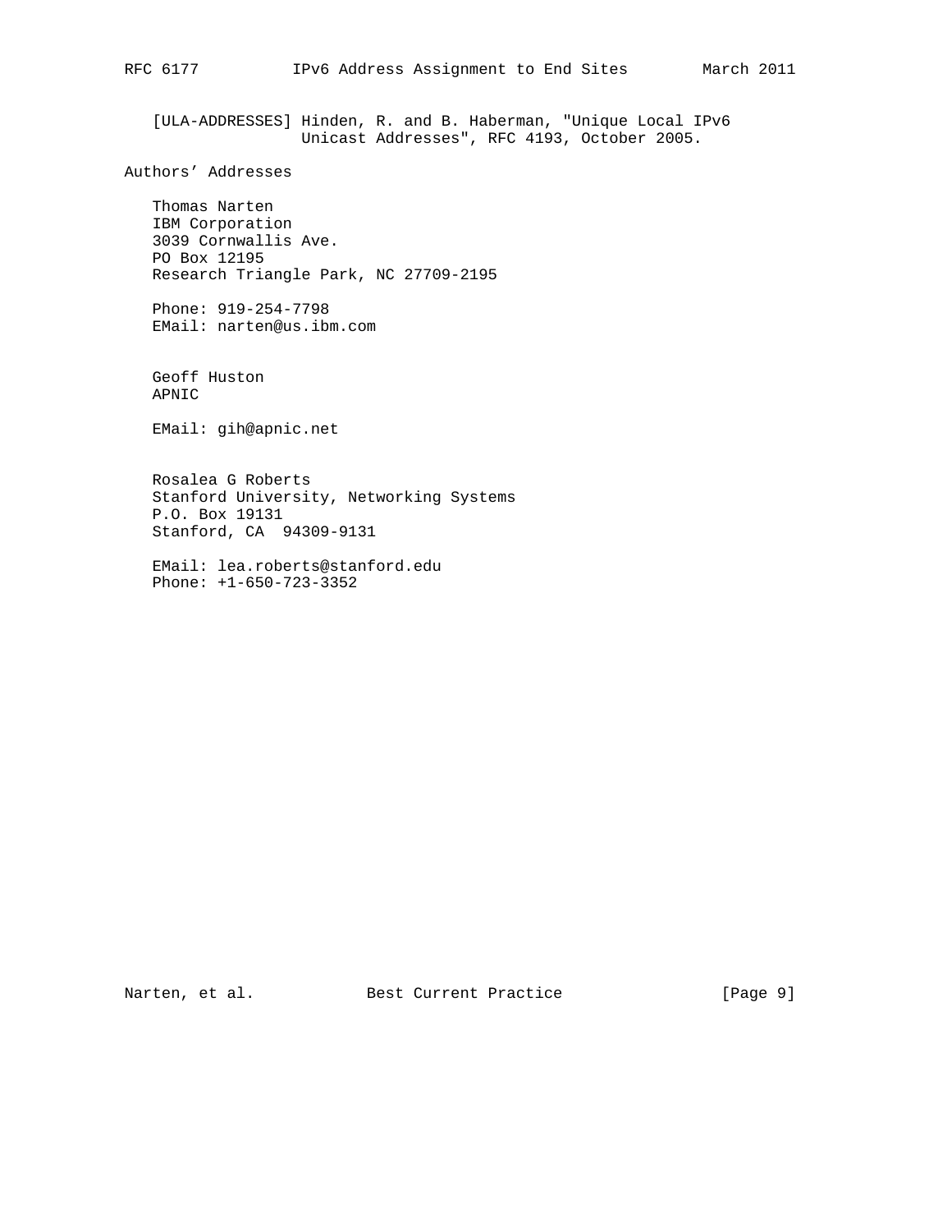[ULA-ADDRESSES] Hinden, R. and B. Haberman, "Unique Local IPv6 Unicast Addresses", RFC 4193, October 2005.

## Authors' Addresses

Thomas Narten  
IBM Corporation  
3039 Cornwallis Ave.  
PO Box 12195  
Research Triangle Park, NC 27709-2195

Phone: 919-254-7798  
EMail: narten@us.ibm.com

Geoff Huston  
APNIC

EMail: gih@apnic.net

Rosalea G Roberts  
Stanford University, Networking Systems  
P.O. Box 19131  
Stanford, CA  94309-9131

EMail: lea.roberts@stanford.edu  
Phone: +1-650-723-3352